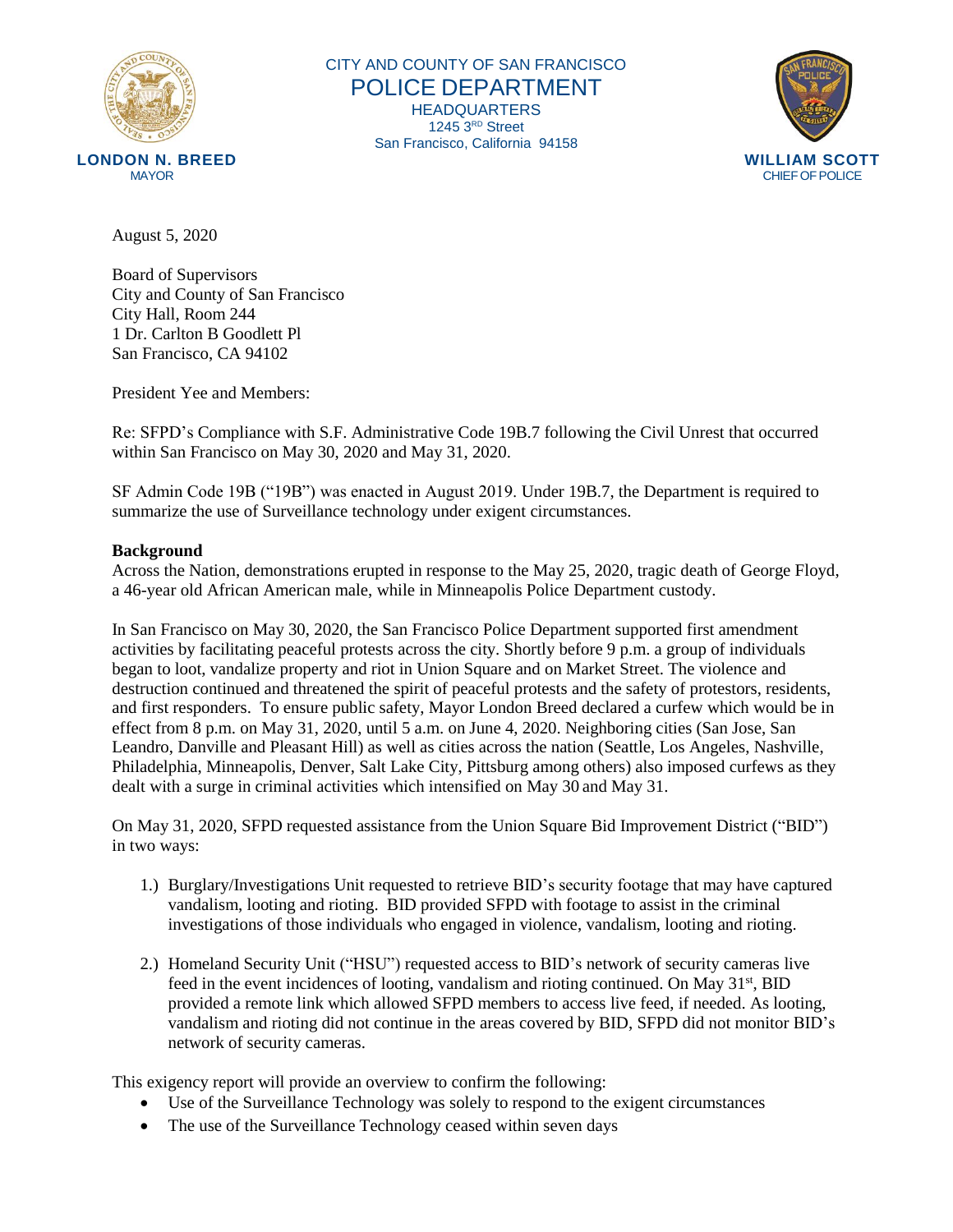LONDON N. BREED
MAYOR

CITY AND COUNTY OF SAN FRANCISCO
POLICE DEPARTMENT
HEADQUARTERS
1245 3RD Street
San Francisco, California 94158

WILLIAM SCOTT
CHIEF OF POLICE

August 5, 2020

Board of Supervisors
City and County of San Francisco
City Hall, Room 244
1 Dr. Carlton B Goodlett Pl
San Francisco, CA 94102

President Yee and Members:

Re: SFPD's Compliance with S.F. Administrative Code 19B.7 following the Civil Unrest that occurred within San Francisco on May 30, 2020 and May 31, 2020.

SF Admin Code 19B ("19B") was enacted in August 2019. Under 19B.7, the Department is required to summarize the use of Surveillance technology under exigent circumstances.

**Background**

Across the Nation, demonstrations erupted in response to the May 25, 2020, tragic death of George Floyd, a 46-year old African American male, while in Minneapolis Police Department custody.

In San Francisco on May 30, 2020, the San Francisco Police Department supported first amendment activities by facilitating peaceful protests across the city. Shortly before 9 p.m. a group of individuals began to loot, vandalize property and riot in Union Square and on Market Street. The violence and destruction continued and threatened the spirit of peaceful protests and the safety of protestors, residents, and first responders. To ensure public safety, Mayor London Breed declared a curfew which would be in effect from 8 p.m. on May 31, 2020, until 5 a.m. on June 4, 2020. Neighboring cities (San Jose, San Leandro, Danville and Pleasant Hill) as well as cities across the nation (Seattle, Los Angeles, Nashville, Philadelphia, Minneapolis, Denver, Salt Lake City, Pittsburg among others) also imposed curfews as they dealt with a surge in criminal activities which intensified on May 30 and May 31.

On May 31, 2020, SFPD requested assistance from the Union Square Bid Improvement District ("BID") in two ways:

1.) Burglary/Investigations Unit requested to retrieve BID's security footage that may have captured vandalism, looting and rioting. BID provided SFPD with footage to assist in the criminal investigations of those individuals who engaged in violence, vandalism, looting and rioting.

2.) Homeland Security Unit ("HSU") requested access to BID's network of security cameras live feed in the event incidences of looting, vandalism and rioting continued. On May 31st, BID provided a remote link which allowed SFPD members to access live feed, if needed. As looting, vandalism and rioting did not continue in the areas covered by BID, SFPD did not monitor BID's network of security cameras.

This exigency report will provide an overview to confirm the following:

- Use of the Surveillance Technology was solely to respond to the exigent circumstances
- The use of the Surveillance Technology ceased within seven days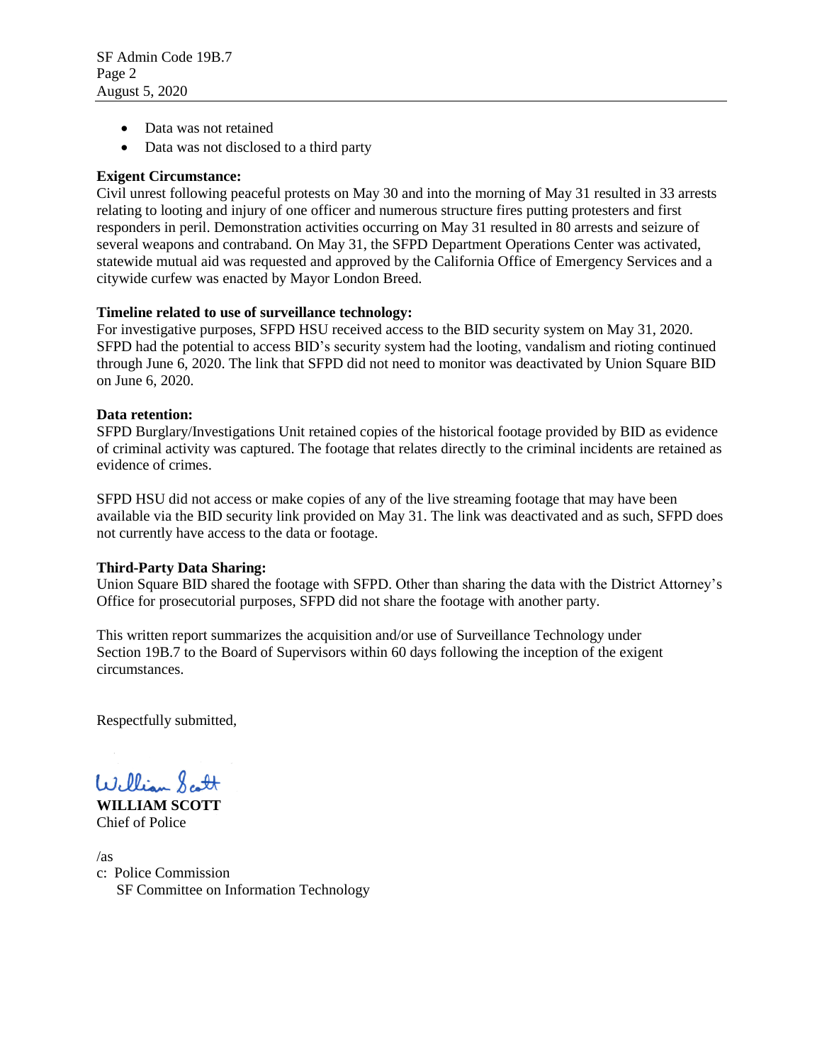- Data was not retained
- Data was not disclosed to a third party

**Exigent Circumstance:**
Civil unrest following peaceful protests on May 30 and into the morning of May 31 resulted in 33 arrests relating to looting and injury of one officer and numerous structure fires putting protesters and first responders in peril. Demonstration activities occurring on May 31 resulted in 80 arrests and seizure of several weapons and contraband. On May 31, the SFPD Department Operations Center was activated, statewide mutual aid was requested and approved by the California Office of Emergency Services and a citywide curfew was enacted by Mayor London Breed.

**Timeline related to use of surveillance technology:**
For investigative purposes, SFPD HSU received access to the BID security system on May 31, 2020. SFPD had the potential to access BID's security system had the looting, vandalism and rioting continued through June 6, 2020. The link that SFPD did not need to monitor was deactivated by Union Square BID on June 6, 2020.

**Data retention:**
SFPD Burglary/Investigations Unit retained copies of the historical footage provided by BID as evidence of criminal activity was captured. The footage that relates directly to the criminal incidents are retained as evidence of crimes.

SFPD HSU did not access or make copies of any of the live streaming footage that may have been available via the BID security link provided on May 31. The link was deactivated and as such, SFPD does not currently have access to the data or footage.

**Third-Party Data Sharing:**
Union Square BID shared the footage with SFPD. Other than sharing the data with the District Attorney's Office for prosecutorial purposes, SFPD did not share the footage with another party.

This written report summarizes the acquisition and/or use of Surveillance Technology under Section 19B.7 to the Board of Supervisors within 60 days following the inception of the exigent circumstances.

Respectfully submitted,

William Scott

**WILLIAM SCOTT**
Chief of Police

/as
c: Police Commission
SF Committee on Information Technology